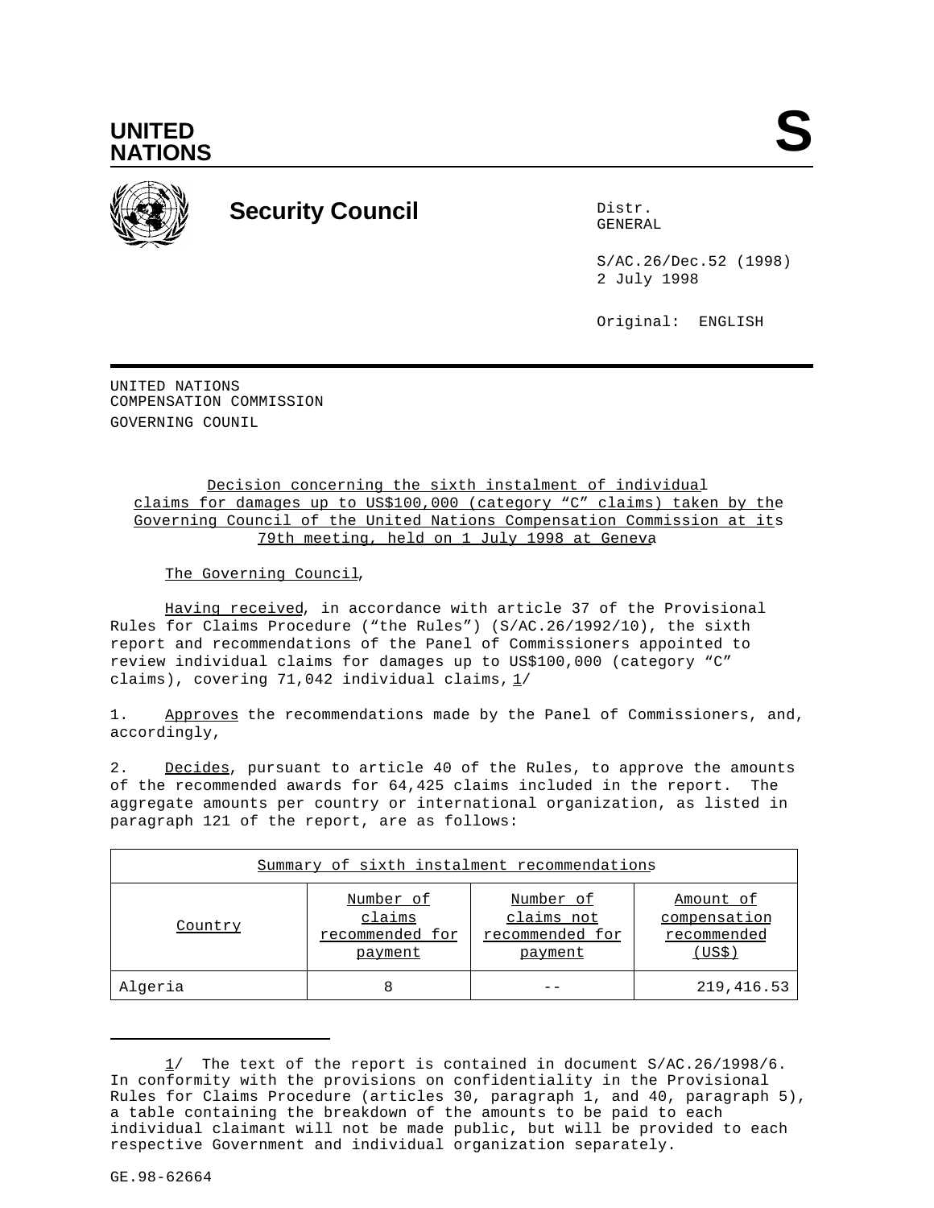UNITED NATIONS

S

Security Council

Distr.
GENERAL

S/AC.26/Dec.52 (1998)
2 July 1998

Original: ENGLISH

UNITED NATIONS
COMPENSATION COMMISSION
GOVERNING COUNIL

Decision concerning the sixth instalment of individual claims for damages up to US$100,000 (category "C" claims) taken by the Governing Council of the United Nations Compensation Commission at its 79th meeting, held on 1 July 1998 at Geneva

The Governing Council,

Having received, in accordance with article 37 of the Provisional Rules for Claims Procedure ("the Rules") (S/AC.26/1992/10), the sixth report and recommendations of the Panel of Commissioners appointed to review individual claims for damages up to US$100,000 (category "C" claims), covering 71,042 individual claims, 1/

1. Approves the recommendations made by the Panel of Commissioners, and, accordingly,

2. Decides, pursuant to article 40 of the Rules, to approve the amounts of the recommended awards for 64,425 claims included in the report. The aggregate amounts per country or international organization, as listed in paragraph 121 of the report, are as follows:

| Summary of sixth instalment recommendations | | | |
|---|---|---|---|
| Country | Number of claims recommended for payment | Number of claims not recommended for payment | Amount of compensation recommended (US$) |
| Algeria | 8 | -- | 219,416.53 |

1/ The text of the report is contained in document S/AC.26/1998/6. In conformity with the provisions on confidentiality in the Provisional Rules for Claims Procedure (articles 30, paragraph 1, and 40, paragraph 5), a table containing the breakdown of the amounts to be paid to each individual claimant will not be made public, but will be provided to each respective Government and individual organization separately.

GE.98-62664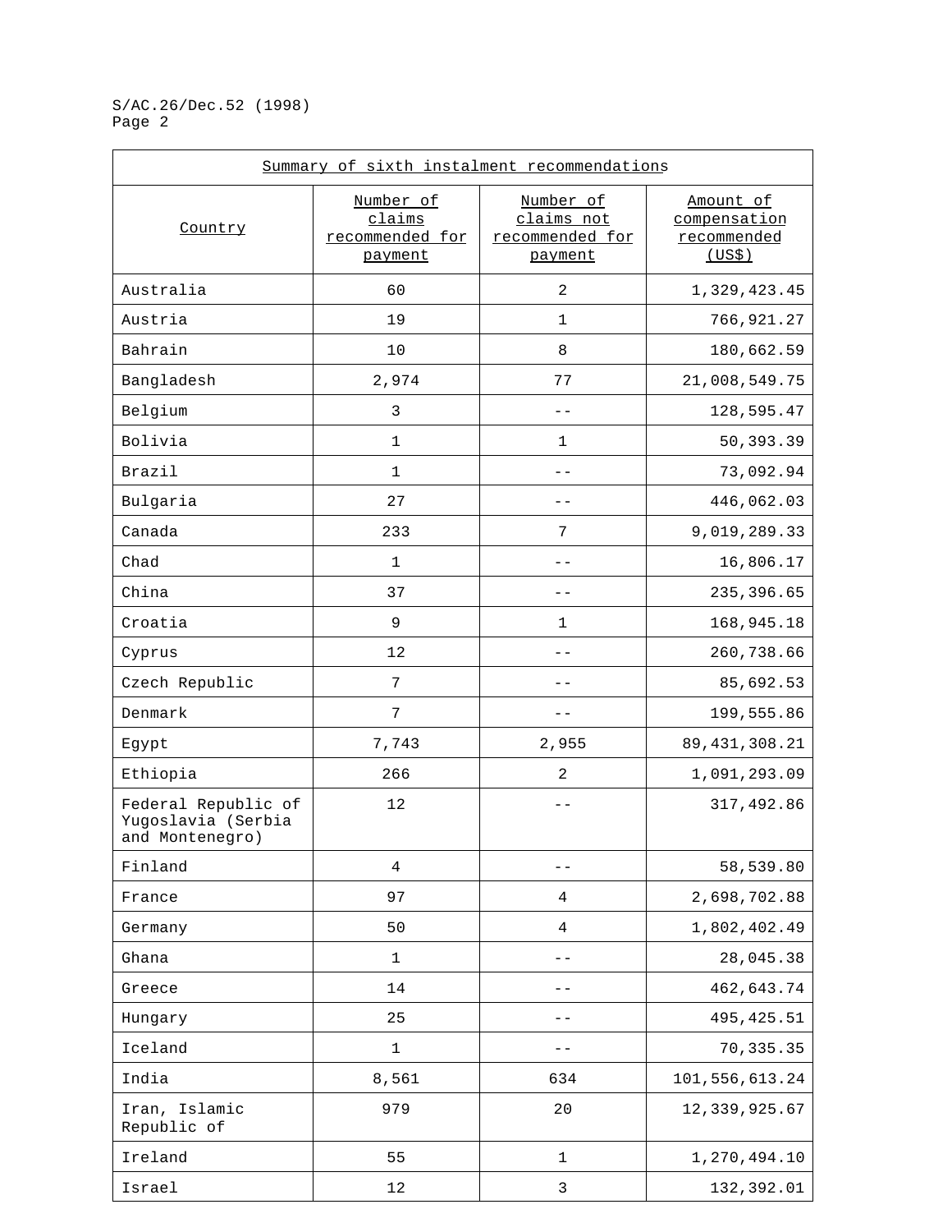| Summary of sixth instalment recommendations | | | |
|---|---|---|---|
| Country | Number of claims recommended for payment | Number of claims not recommended for payment | Amount of compensation recommended (US$) |
| Australia | 60 | 2 | 1,329,423.45 |
| Austria | 19 | 1 | 766,921.27 |
| Bahrain | 10 | 8 | 180,662.59 |
| Bangladesh | 2,974 | 77 | 21,008,549.75 |
| Belgium | 3 | -- | 128,595.47 |
| Bolivia | 1 | 1 | 50,393.39 |
| Brazil | 1 | -- | 73,092.94 |
| Bulgaria | 27 | -- | 446,062.03 |
| Canada | 233 | 7 | 9,019,289.33 |
| Chad | 1 | -- | 16,806.17 |
| China | 37 | -- | 235,396.65 |
| Croatia | 9 | 1 | 168,945.18 |
| Cyprus | 12 | -- | 260,738.66 |
| Czech Republic | 7 | -- | 85,692.53 |
| Denmark | 7 | -- | 199,555.86 |
| Egypt | 7,743 | 2,955 | 89,431,308.21 |
| Ethiopia | 266 | 2 | 1,091,293.09 |
| Federal Republic of Yugoslavia (Serbia and Montenegro) | 12 | -- | 317,492.86 |
| Finland | 4 | -- | 58,539.80 |
| France | 97 | 4 | 2,698,702.88 |
| Germany | 50 | 4 | 1,802,402.49 |
| Ghana | 1 | -- | 28,045.38 |
| Greece | 14 | -- | 462,643.74 |
| Hungary | 25 | -- | 495,425.51 |
| Iceland | 1 | -- | 70,335.35 |
| India | 8,561 | 634 | 101,556,613.24 |
| Iran, Islamic Republic of | 979 | 20 | 12,339,925.67 |
| Ireland | 55 | 1 | 1,270,494.10 |
| Israel | 12 | 3 | 132,392.01 |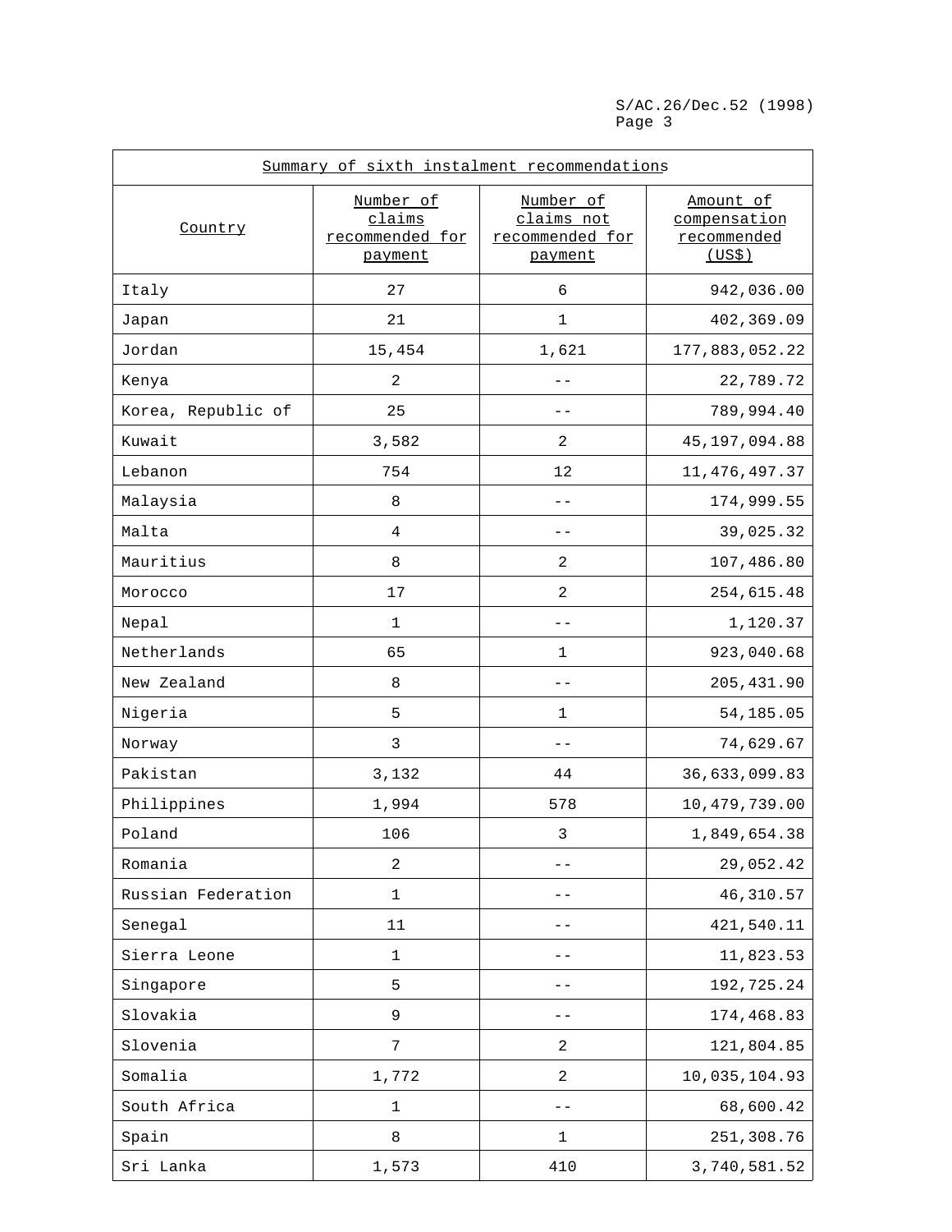| Summary of sixth instalment recommendations | | | |
|---|---|---|---|
| Country | Number of claims recommended for payment | Number of claims not recommended for payment | Amount of compensation recommended (US$) |
| Italy | 27 | 6 | 942,036.00 |
| Japan | 21 | 1 | 402,369.09 |
| Jordan | 15,454 | 1,621 | 177,883,052.22 |
| Kenya | 2 | -- | 22,789.72 |
| Korea, Republic of | 25 | -- | 789,994.40 |
| Kuwait | 3,582 | 2 | 45,197,094.88 |
| Lebanon | 754 | 12 | 11,476,497.37 |
| Malaysia | 8 | -- | 174,999.55 |
| Malta | 4 | -- | 39,025.32 |
| Mauritius | 8 | 2 | 107,486.80 |
| Morocco | 17 | 2 | 254,615.48 |
| Nepal | 1 | -- | 1,120.37 |
| Netherlands | 65 | 1 | 923,040.68 |
| New Zealand | 8 | -- | 205,431.90 |
| Nigeria | 5 | 1 | 54,185.05 |
| Norway | 3 | -- | 74,629.67 |
| Pakistan | 3,132 | 44 | 36,633,099.83 |
| Philippines | 1,994 | 578 | 10,479,739.00 |
| Poland | 106 | 3 | 1,849,654.38 |
| Romania | 2 | -- | 29,052.42 |
| Russian Federation | 1 | -- | 46,310.57 |
| Senegal | 11 | -- | 421,540.11 |
| Sierra Leone | 1 | -- | 11,823.53 |
| Singapore | 5 | -- | 192,725.24 |
| Slovakia | 9 | -- | 174,468.83 |
| Slovenia | 7 | 2 | 121,804.85 |
| Somalia | 1,772 | 2 | 10,035,104.93 |
| South Africa | 1 | -- | 68,600.42 |
| Spain | 8 | 1 | 251,308.76 |
| Sri Lanka | 1,573 | 410 | 3,740,581.52 |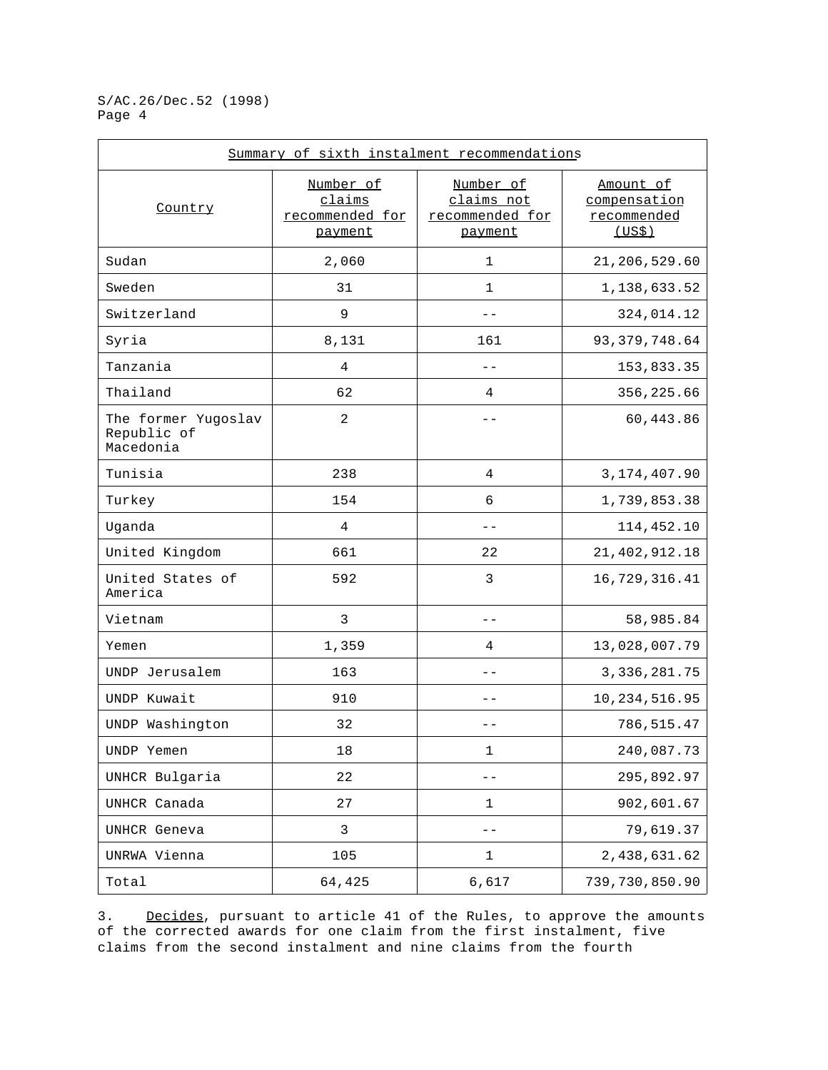| Summary of sixth instalment recommendations | | | |
|---|---|---|---|
| Country | Number of claims recommended for payment | Number of claims not recommended for payment | Amount of compensation recommended (US$) |
| Sudan | 2,060 | 1 | 21,206,529.60 |
| Sweden | 31 | 1 | 1,138,633.52 |
| Switzerland | 9 | -- | 324,014.12 |
| Syria | 8,131 | 161 | 93,379,748.64 |
| Tanzania | 4 | -- | 153,833.35 |
| Thailand | 62 | 4 | 356,225.66 |
| The former Yugoslav Republic of Macedonia | 2 | -- | 60,443.86 |
| Tunisia | 238 | 4 | 3,174,407.90 |
| Turkey | 154 | 6 | 1,739,853.38 |
| Uganda | 4 | -- | 114,452.10 |
| United Kingdom | 661 | 22 | 21,402,912.18 |
| United States of America | 592 | 3 | 16,729,316.41 |
| Vietnam | 3 | -- | 58,985.84 |
| Yemen | 1,359 | 4 | 13,028,007.79 |
| UNDP Jerusalem | 163 | -- | 3,336,281.75 |
| UNDP Kuwait | 910 | -- | 10,234,516.95 |
| UNDP Washington | 32 | -- | 786,515.47 |
| UNDP Yemen | 18 | 1 | 240,087.73 |
| UNHCR Bulgaria | 22 | -- | 295,892.97 |
| UNHCR Canada | 27 | 1 | 902,601.67 |
| UNHCR Geneva | 3 | -- | 79,619.37 |
| UNRWA Vienna | 105 | 1 | 2,438,631.62 |
| Total | 64,425 | 6,617 | 739,730,850.90 |

3. Decides, pursuant to article 41 of the Rules, to approve the amounts of the corrected awards for one claim from the first instalment, five claims from the second instalment and nine claims from the fourth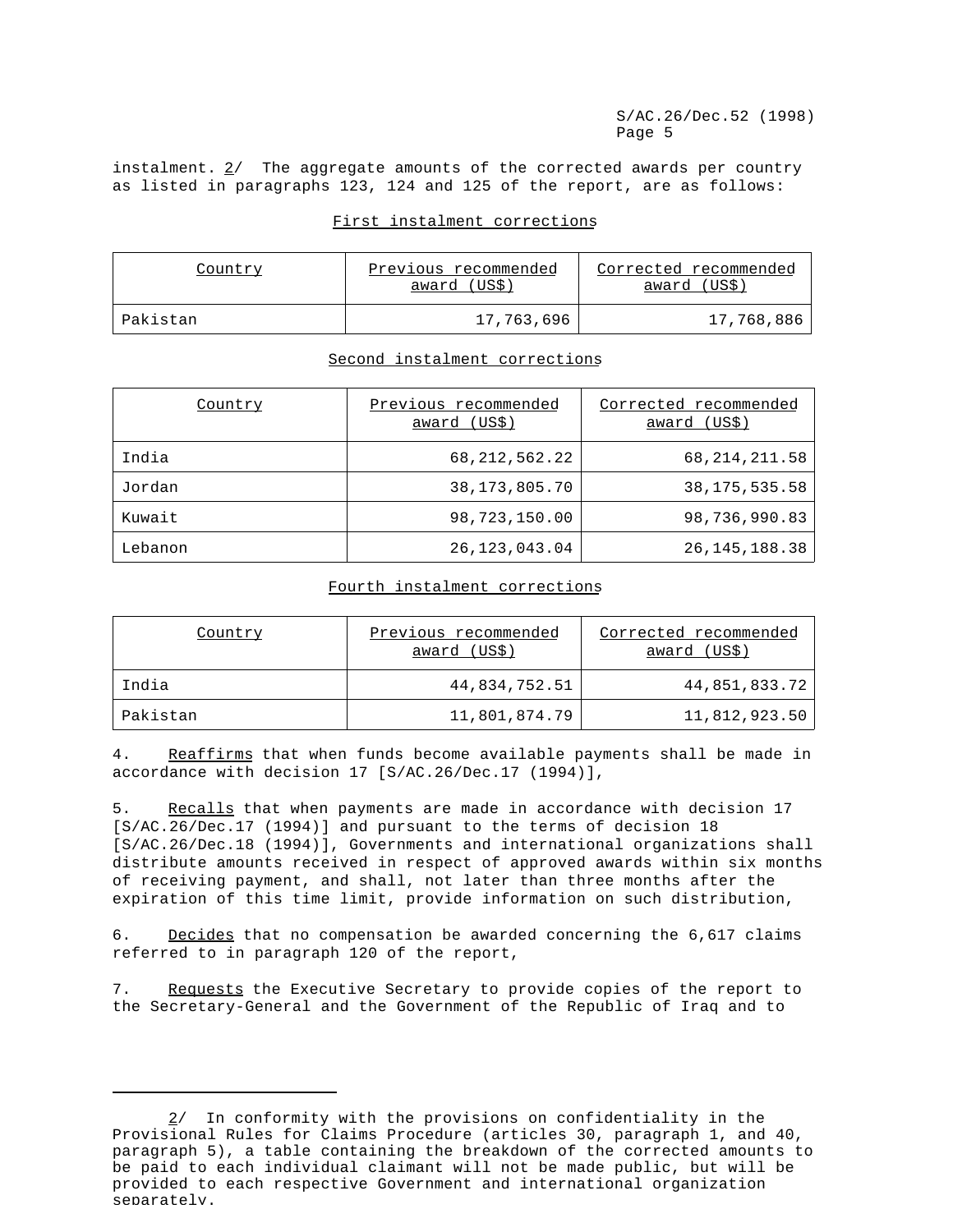instalment. 2/ The aggregate amounts of the corrected awards per country as listed in paragraphs 123, 124 and 125 of the report, are as follows:

First instalment corrections

| Country | Previous recommended award (US$) | Corrected recommended award (US$) |
|---|---|---|
| Pakistan | 17,763,696 | 17,768,886 |

Second instalment corrections

| Country | Previous recommended award (US$) | Corrected recommended award (US$) |
|---|---|---|
| India | 68,212,562.22 | 68,214,211.58 |
| Jordan | 38,173,805.70 | 38,175,535.58 |
| Kuwait | 98,723,150.00 | 98,736,990.83 |
| Lebanon | 26,123,043.04 | 26,145,188.38 |

Fourth instalment corrections

| Country | Previous recommended award (US$) | Corrected recommended award (US$) |
|---|---|---|
| India | 44,834,752.51 | 44,851,833.72 |
| Pakistan | 11,801,874.79 | 11,812,923.50 |

4. Reaffirms that when funds become available payments shall be made in accordance with decision 17 [S/AC.26/Dec.17 (1994)],

5. Recalls that when payments are made in accordance with decision 17 [S/AC.26/Dec.17 (1994)] and pursuant to the terms of decision 18 [S/AC.26/Dec.18 (1994)], Governments and international organizations shall distribute amounts received in respect of approved awards within six months of receiving payment, and shall, not later than three months after the expiration of this time limit, provide information on such distribution,

6. Decides that no compensation be awarded concerning the 6,617 claims referred to in paragraph 120 of the report,

7. Requests the Executive Secretary to provide copies of the report to the Secretary-General and the Government of the Republic of Iraq and to

---

2/ In conformity with the provisions on confidentiality in the Provisional Rules for Claims Procedure (articles 30, paragraph 1, and 40, paragraph 5), a table containing the breakdown of the corrected amounts to be paid to each individual claimant will not be made public, but will be provided to each respective Government and international organization separately.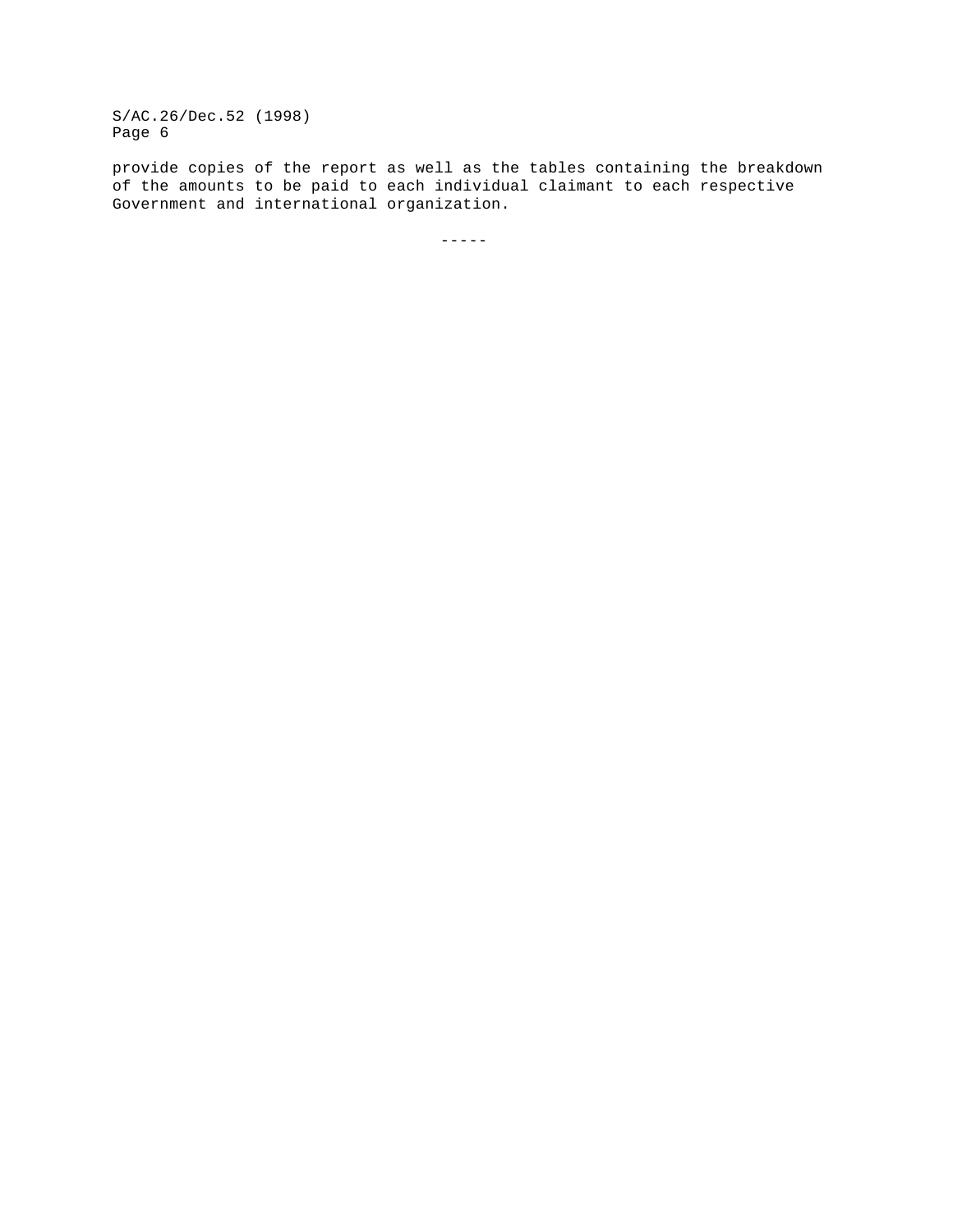provide copies of the report as well as the tables containing the breakdown of the amounts to be paid to each individual claimant to each respective Government and international organization.

-----